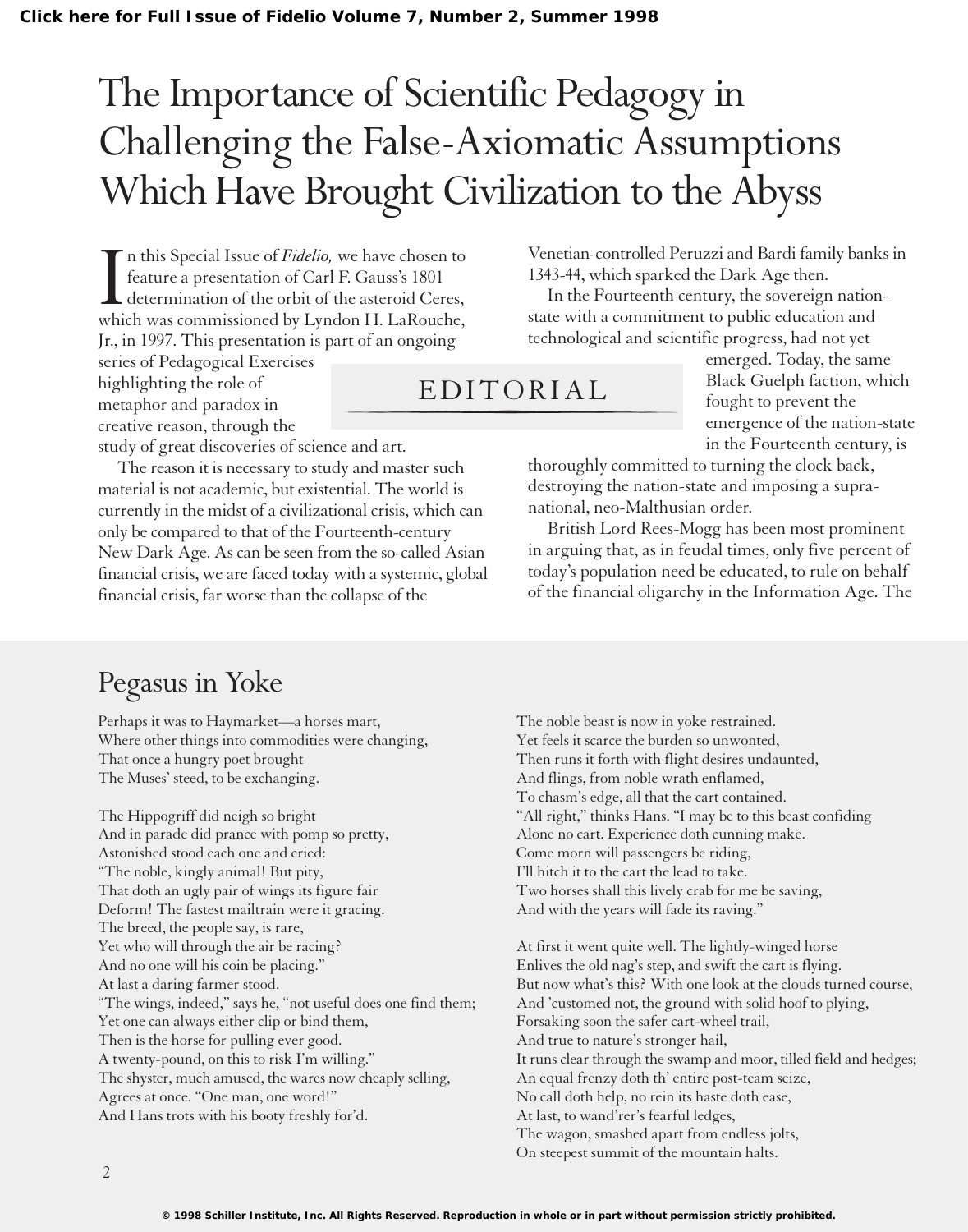# The Importance of Scientific Pedagogy in Challenging the False-Axiomatic Assumptions Which Have Brought Civilization to the Abyss

## EDITORIAL

In this Special Issue of *Fidelio,* we have chosen to feature a presentation of Carl F. Gauss's 1801 determination of the orbit of the asteroid Ceres, which was commissioned by Lyndon H. LaRouche, Jr., in 1997. This presentation is part of an ongoing series of Pedagogical Exercises highlighting the role of metaphor and paradox in creative reason, through the study of great discoveries of science and art.

The reason it is necessary to study and master such material is not academic, but existential. The world is currently in the midst of a civilizational crisis, which can only be compared to that of the Fourteenth-century New Dark Age. As can be seen from the so-called Asian financial crisis, we are faced today with a systemic, global financial crisis, far worse than the collapse of the Venetian-controlled Peruzzi and Bardi family banks in 1343-44, which sparked the Dark Age then.

In the Fourteenth century, the sovereign nation-state with a commitment to public education and technological and scientific progress, had not yet emerged. Today, the same Black Guelph faction, which fought to prevent the emergence of the nation-state in the Fourteenth century, is thoroughly committed to turning the clock back, destroying the nation-state and imposing a supranational, neo-Malthusian order.

British Lord Rees-Mogg has been most prominent in arguing that, as in feudal times, only five percent of today's population need be educated, to rule on behalf of the financial oligarchy in the Information Age. The

## Pegasus in Yoke

Perhaps it was to Haymarket—a horses mart,  
Where other things into commodities were changing,  
That once a hungry poet brought  
The Muses' steed, to be exchanging.

The Hippogriff did neigh so bright  
And in parade did prance with pomp so pretty,  
Astonished stood each one and cried:  
"The noble, kingly animal! But pity,  
That doth an ugly pair of wings its figure fair  
Deform! The fastest mailtrain were it gracing.  
The breed, the people say, is rare,  
Yet who will through the air be racing?  
And no one will his coin be placing."  
At last a daring farmer stood.  
"The wings, indeed," says he, "not useful does one find them;  
Yet one can always either clip or bind them,  
Then is the horse for pulling ever good.  
A twenty-pound, on this to risk I'm willing."  
The shyster, much amused, the wares now cheaply selling,  
Agrees at once. "One man, one word!"  
And Hans trots with his booty freshly for'd.

The noble beast is now in yoke restrained.  
Yet feels it scarce the burden so unwonted,  
Then runs it forth with flight desires undaunted,  
And flings, from noble wrath enflamed,  
To chasm's edge, all that the cart contained.  
"All right," thinks Hans. "I may be to this beast confiding  
Alone no cart. Experience doth cunning make.  
Come morn will passengers be riding,  
I'll hitch it to the cart the lead to take.  
Two horses shall this lively crab for me be saving,  
And with the years will fade its raving."

At first it went quite well. The lightly-winged horse  
Enlives the old nag's step, and swift the cart is flying.  
But now what's this? With one look at the clouds turned course,  
And 'customed not, the ground with solid hoof to plying,  
Forsaking soon the safer cart-wheel trail,  
And true to nature's stronger hail,  
It runs clear through the swamp and moor, tilled field and hedges;  
An equal frenzy doth th' entire post-team seize,  
No call doth help, no rein its haste doth ease,  
At last, to wand'rer's fearful ledges,  
The wagon, smashed apart from endless jolts,  
On steepest summit of the mountain halts.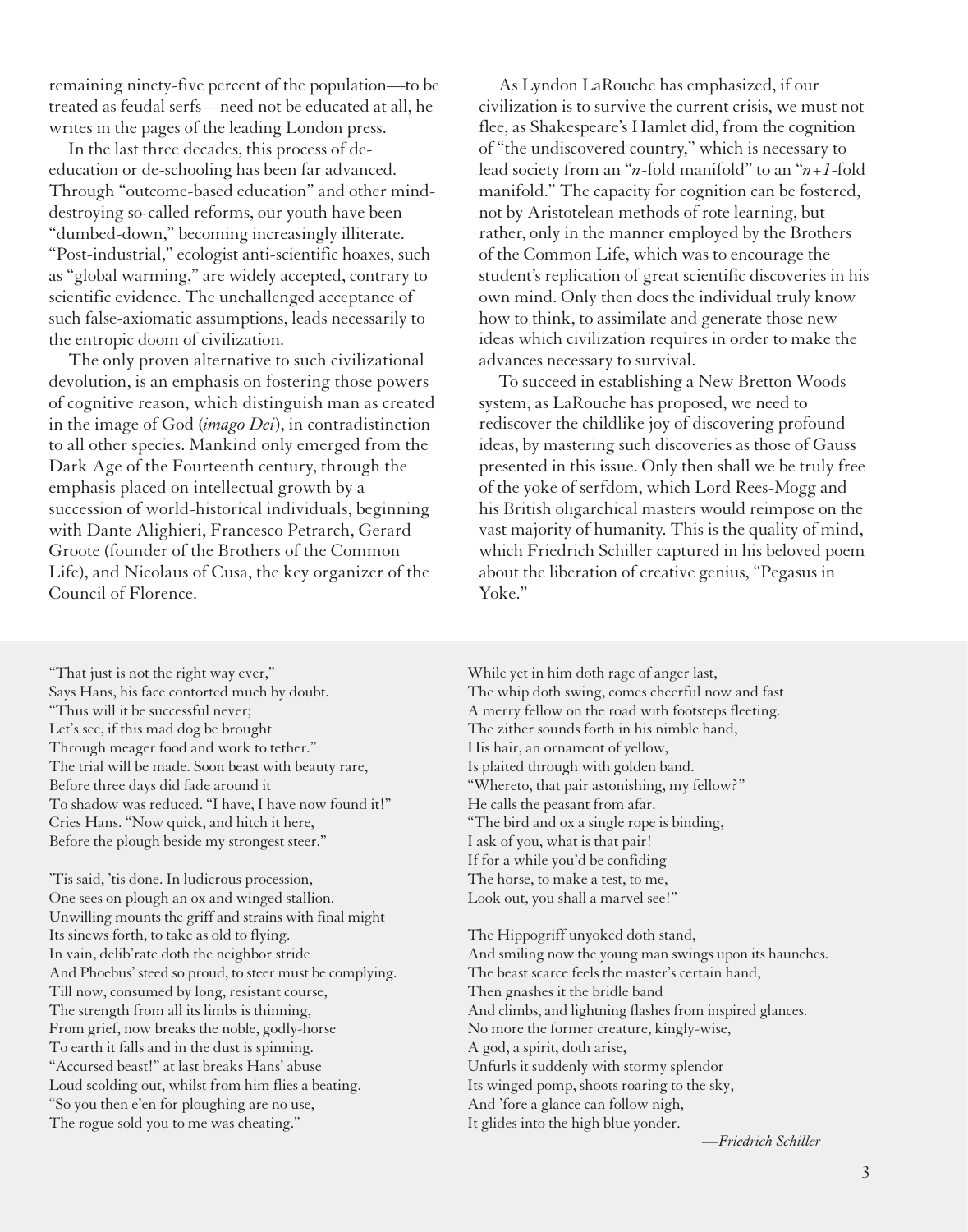remaining ninety-five percent of the population—to be treated as feudal serfs—need not be educated at all, he writes in the pages of the leading London press.

In the last three decades, this process of de-education or de-schooling has been far advanced. Through "outcome-based education" and other mind-destroying so-called reforms, our youth have been "dumbed-down," becoming increasingly illiterate. "Post-industrial," ecologist anti-scientific hoaxes, such as "global warming," are widely accepted, contrary to scientific evidence. The unchallenged acceptance of such false-axiomatic assumptions, leads necessarily to the entropic doom of civilization.

The only proven alternative to such civilizational devolution, is an emphasis on fostering those powers of cognitive reason, which distinguish man as created in the image of God (*imago Dei*), in contradistinction to all other species. Mankind only emerged from the Dark Age of the Fourteenth century, through the emphasis placed on intellectual growth by a succession of world-historical individuals, beginning with Dante Alighieri, Francesco Petrarch, Gerard Groote (founder of the Brothers of the Common Life), and Nicolaus of Cusa, the key organizer of the Council of Florence.

As Lyndon LaRouche has emphasized, if our civilization is to survive the current crisis, we must not flee, as Shakespeare's Hamlet did, from the cognition of "the undiscovered country," which is necessary to lead society from an "*n*-fold manifold" to an "*n+1*-fold manifold." The capacity for cognition can be fostered, not by Aristotelean methods of rote learning, but rather, only in the manner employed by the Brothers of the Common Life, which was to encourage the student's replication of great scientific discoveries in his own mind. Only then does the individual truly know how to think, to assimilate and generate those new ideas which civilization requires in order to make the advances necessary to survival.

To succeed in establishing a New Bretton Woods system, as LaRouche has proposed, we need to rediscover the childlike joy of discovering profound ideas, by mastering such discoveries as those of Gauss presented in this issue. Only then shall we be truly free of the yoke of serfdom, which Lord Rees-Mogg and his British oligarchical masters would reimpose on the vast majority of humanity. This is the quality of mind, which Friedrich Schiller captured in his beloved poem about the liberation of creative genius, "Pegasus in Yoke."

"That just is not the right way ever,"  
Says Hans, his face contorted much by doubt.  
"Thus will it be successful never;  
Let's see, if this mad dog be brought  
Through meager food and work to tether."  
The trial will be made. Soon beast with beauty rare,  
Before three days did fade around it  
To shadow was reduced. "I have, I have now found it!"  
Cries Hans. "Now quick, and hitch it here,  
Before the plough beside my strongest steer."

'Tis said, 'tis done. In ludicrous procession,  
One sees on plough an ox and winged stallion.  
Unwilling mounts the griff and strains with final might  
Its sinews forth, to take as old to flying.  
In vain, delib'rate doth the neighbor stride  
And Phoebus' steed so proud, to steer must be complying.  
Till now, consumed by long, resistant course,  
The strength from all its limbs is thinning,  
From grief, now breaks the noble, godly-horse  
To earth it falls and in the dust is spinning.  
"Accursed beast!" at last breaks Hans' abuse  
Loud scolding out, whilst from him flies a beating.  
"So you then e'en for ploughing are no use,  
The rogue sold you to me was cheating."

While yet in him doth rage of anger last,  
The whip doth swing, comes cheerful now and fast  
A merry fellow on the road with footsteps fleeting.  
The zither sounds forth in his nimble hand,  
His hair, an ornament of yellow,  
Is plaited through with golden band.  
"Whereto, that pair astonishing, my fellow?"  
He calls the peasant from afar.  
"The bird and ox a single rope is binding,  
I ask of you, what is that pair!  
If for a while you'd be confiding  
The horse, to make a test, to me,  
Look out, you shall a marvel see!"

The Hippogriff unyoked doth stand,  
And smiling now the young man swings upon its haunches.  
The beast scarce feels the master's certain hand,  
Then gnashes it the bridle band  
And climbs, and lightning flashes from inspired glances.  
No more the former creature, kingly-wise,  
A god, a spirit, doth arise,  
Unfurls it suddenly with stormy splendor  
Its winged pomp, shoots roaring to the sky,  
And 'fore a glance can follow nigh,  
It glides into the high blue yonder.

—*Friedrich Schiller*